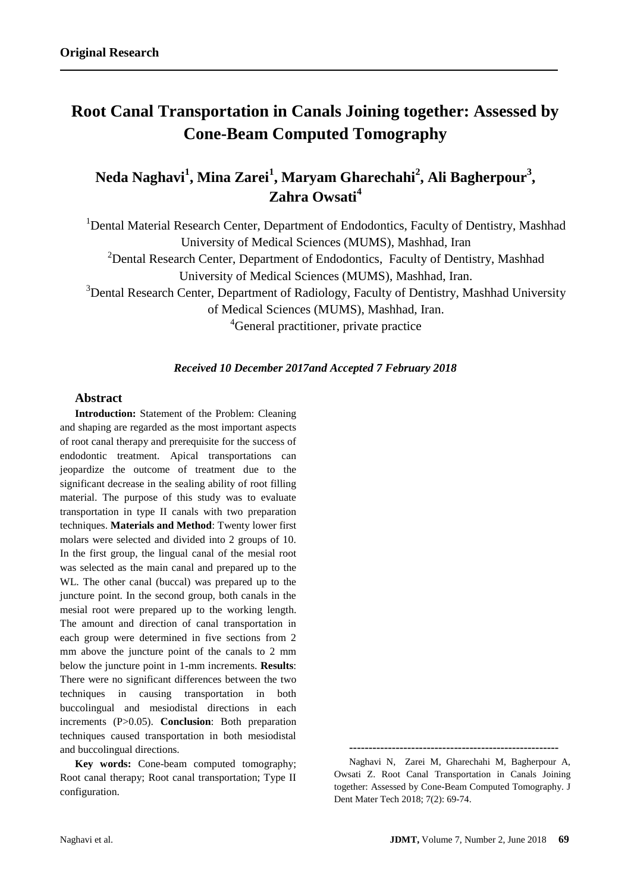**Original Research**

# Root Canal Transportation in Canals Joining together: Assessed by Cone-Beam Computed Tomography

## Neda Naghavi[1], Mina Zarei[1], Maryam Gharechahi[2], Ali Bagherpour[3], Zahra Owsati[4]

[1]Dental Material Research Center, Department of Endodontics, Faculty of Dentistry, Mashhad University of Medical Sciences (MUMS), Mashhad, Iran

[2]Dental Research Center, Department of Endodontics, Faculty of Dentistry, Mashhad University of Medical Sciences (MUMS), Mashhad, Iran.

[3]Dental Research Center, Department of Radiology, Faculty of Dentistry, Mashhad University of Medical Sciences (MUMS), Mashhad, Iran.

[4]General practitioner, private practice

***Received 10 December 2017and Accepted 7 February 2018***

### Abstract

**Introduction:** Statement of the Problem: Cleaning and shaping are regarded as the most important aspects of root canal therapy and prerequisite for the success of endodontic treatment. Apical transportations can jeopardize the outcome of treatment due to the significant decrease in the sealing ability of root filling material. The purpose of this study was to evaluate transportation in type II canals with two preparation techniques. **Materials and Method**: Twenty lower first molars were selected and divided into 2 groups of 10. In the first group, the lingual canal of the mesial root was selected as the main canal and prepared up to the WL. The other canal (buccal) was prepared up to the juncture point. In the second group, both canals in the mesial root were prepared up to the working length. The amount and direction of canal transportation in each group were determined in five sections from 2 mm above the juncture point of the canals to 2 mm below the juncture point in 1-mm increments. **Results**: There were no significant differences between the two techniques in causing transportation in both buccolingual and mesiodistal directions in each increments (P>0.05). **Conclusion**: Both preparation techniques caused transportation in both mesiodistal and buccolingual directions.

**Key words:** Cone-beam computed tomography; Root canal therapy; Root canal transportation; Type II configuration.

---

Naghavi N, Zarei M, Gharechahi M, Bagherpour A, Owsati Z. Root Canal Transportation in Canals Joining together: Assessed by Cone-Beam Computed Tomography. J Dent Mater Tech 2018; 7(2): 69-74.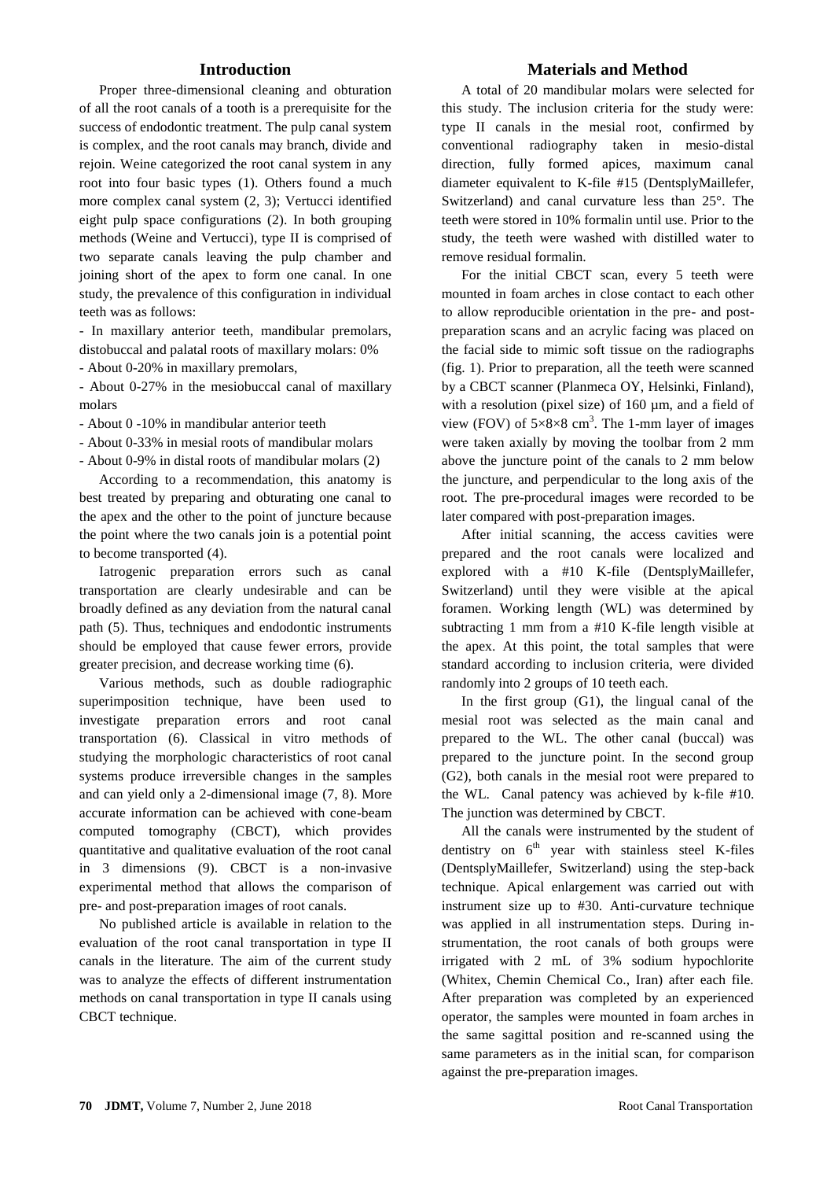## Introduction

Proper three-dimensional cleaning and obturation of all the root canals of a tooth is a prerequisite for the success of endodontic treatment. The pulp canal system is complex, and the root canals may branch, divide and rejoin. Weine categorized the root canal system in any root into four basic types (1). Others found a much more complex canal system (2, 3); Vertucci identified eight pulp space configurations (2). In both grouping methods (Weine and Vertucci), type II is comprised of two separate canals leaving the pulp chamber and joining short of the apex to form one canal. In one study, the prevalence of this configuration in individual teeth was as follows:

- In maxillary anterior teeth, mandibular premolars, distobuccal and palatal roots of maxillary molars: 0%
- About 0-20% in maxillary premolars,
- About 0-27% in the mesiobuccal canal of maxillary molars
- About 0 -10% in mandibular anterior teeth
- About 0-33% in mesial roots of mandibular molars
- About 0-9% in distal roots of mandibular molars (2)

According to a recommendation, this anatomy is best treated by preparing and obturating one canal to the apex and the other to the point of juncture because the point where the two canals join is a potential point to become transported (4).

Iatrogenic preparation errors such as canal transportation are clearly undesirable and can be broadly defined as any deviation from the natural canal path (5). Thus, techniques and endodontic instruments should be employed that cause fewer errors, provide greater precision, and decrease working time (6).

Various methods, such as double radiographic superimposition technique, have been used to investigate preparation errors and root canal transportation (6). Classical in vitro methods of studying the morphologic characteristics of root canal systems produce irreversible changes in the samples and can yield only a 2-dimensional image (7, 8). More accurate information can be achieved with cone-beam computed tomography (CBCT), which provides quantitative and qualitative evaluation of the root canal in 3 dimensions (9). CBCT is a non-invasive experimental method that allows the comparison of pre- and post-preparation images of root canals.

No published article is available in relation to the evaluation of the root canal transportation in type II canals in the literature. The aim of the current study was to analyze the effects of different instrumentation methods on canal transportation in type II canals using CBCT technique.

## Materials and Method

A total of 20 mandibular molars were selected for this study. The inclusion criteria for the study were: type II canals in the mesial root, confirmed by conventional radiography taken in mesio-distal direction, fully formed apices, maximum canal diameter equivalent to K-file #15 (DentsplyMaillefer, Switzerland) and canal curvature less than 25°. The teeth were stored in 10% formalin until use. Prior to the study, the teeth were washed with distilled water to remove residual formalin.

For the initial CBCT scan, every 5 teeth were mounted in foam arches in close contact to each other to allow reproducible orientation in the pre- and post-preparation scans and an acrylic facing was placed on the facial side to mimic soft tissue on the radiographs (fig. 1). Prior to preparation, all the teeth were scanned by a CBCT scanner (Planmeca OY, Helsinki, Finland), with a resolution (pixel size) of 160 µm, and a field of view (FOV) of $5 \times 8 \times 8$ cm$^3$. The 1-mm layer of images were taken axially by moving the toolbar from 2 mm above the juncture point of the canals to 2 mm below the juncture, and perpendicular to the long axis of the root. The pre-procedural images were recorded to be later compared with post-preparation images.

After initial scanning, the access cavities were prepared and the root canals were localized and explored with a #10 K-file (DentsplyMaillefer, Switzerland) until they were visible at the apical foramen. Working length (WL) was determined by subtracting 1 mm from a #10 K-file length visible at the apex. At this point, the total samples that were standard according to inclusion criteria, were divided randomly into 2 groups of 10 teeth each.

In the first group (G1), the lingual canal of the mesial root was selected as the main canal and prepared to the WL. The other canal (buccal) was prepared to the juncture point. In the second group (G2), both canals in the mesial root were prepared to the WL. Canal patency was achieved by k-file #10. The junction was determined by CBCT.

All the canals were instrumented by the student of dentistry on 6$^{th}$ year with stainless steel K-files (DentsplyMaillefer, Switzerland) using the step-back technique. Apical enlargement was carried out with instrument size up to #30. Anti-curvature technique was applied in all instrumentation steps. During instrumentation, the root canals of both groups were irrigated with 2 mL of 3% sodium hypochlorite (Whitex, Chemin Chemical Co., Iran) after each file. After preparation was completed by an experienced operator, the samples were mounted in foam arches in the same sagittal position and re-scanned using the same parameters as in the initial scan, for comparison against the pre-preparation images.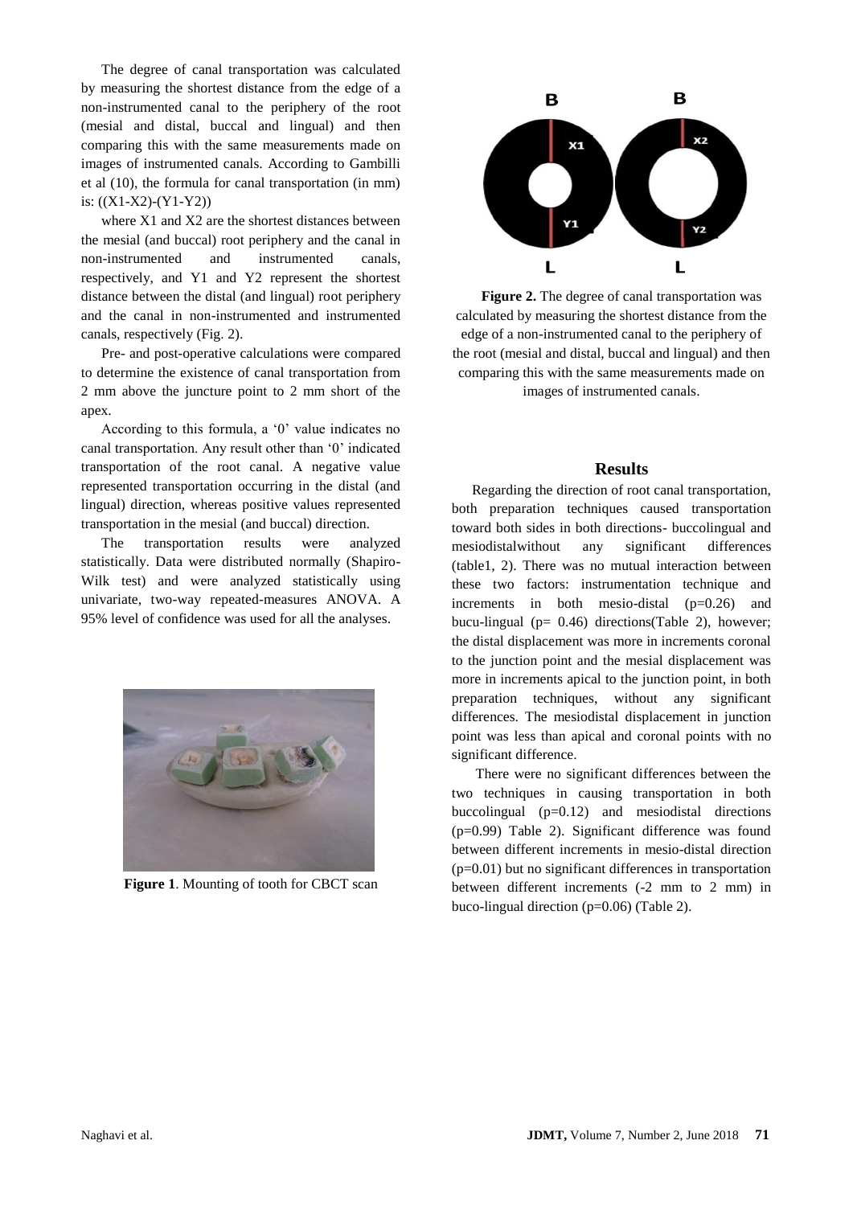The degree of canal transportation was calculated by measuring the shortest distance from the edge of a non-instrumented canal to the periphery of the root (mesial and distal, buccal and lingual) and then comparing this with the same measurements made on images of instrumented canals. According to Gambilli et al (10), the formula for canal transportation (in mm) is: $((X1-X2)-(Y1-Y2))$

where X1 and X2 are the shortest distances between the mesial (and buccal) root periphery and the canal in non-instrumented and instrumented canals, respectively, and Y1 and Y2 represent the shortest distance between the distal (and lingual) root periphery and the canal in non-instrumented and instrumented canals, respectively (Fig. 2).

Pre- and post-operative calculations were compared to determine the existence of canal transportation from 2 mm above the juncture point to 2 mm short of the apex.

According to this formula, a '0' value indicates no canal transportation. Any result other than '0' indicated transportation of the root canal. A negative value represented transportation occurring in the distal (and lingual) direction, whereas positive values represented transportation in the mesial (and buccal) direction.

The transportation results were analyzed statistically. Data were distributed normally (Shapiro-Wilk test) and were analyzed statistically using univariate, two-way repeated-measures ANOVA. A 95% level of confidence was used for all the analyses.

**Figure 1**. Mounting of tooth for CBCT scan

**Figure 2.** The degree of canal transportation was calculated by measuring the shortest distance from the edge of a non-instrumented canal to the periphery of the root (mesial and distal, buccal and lingual) and then comparing this with the same measurements made on images of instrumented canals.

## Results

Regarding the direction of root canal transportation, both preparation techniques caused transportation toward both sides in both directions- buccolingual and mesiodistalwithout any significant differences (table1, 2). There was no mutual interaction between these two factors: instrumentation technique and increments in both mesio-distal ($p=0.26$) and bucu-lingual ($p= 0.46$) directions(Table 2), however; the distal displacement was more in increments coronal to the junction point and the mesial displacement was more in increments apical to the junction point, in both preparation techniques, without any significant differences. The mesiodistal displacement in junction point was less than apical and coronal points with no significant difference.

There were no significant differences between the two techniques in causing transportation in both buccolingual ($p=0.12$) and mesiodistal directions ($p=0.99$) Table 2). Significant difference was found between different increments in mesio-distal direction ($p=0.01$) but no significant differences in transportation between different increments (-2 mm to 2 mm) in buco-lingual direction ($p=0.06$) (Table 2).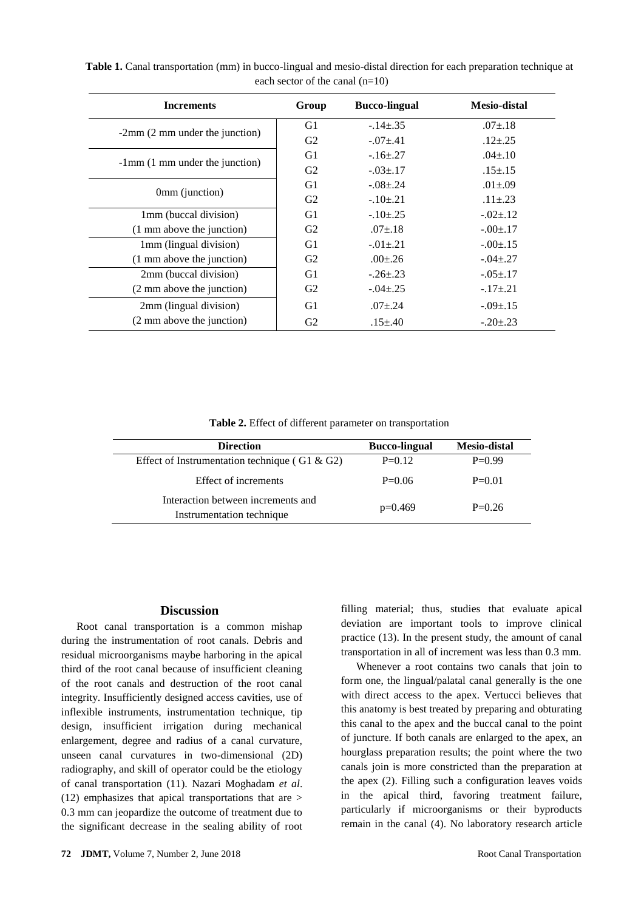**Table 1.** Canal transportation (mm) in bucco-lingual and mesio-distal direction for each preparation technique at each sector of the canal (n=10)

| Increments | Group | Bucco-lingual | Mesio-distal |
|---|---|---|---|
| -2mm (2 mm under the junction) | G1 | -.14±.35 | .07±.18 |
| | G2 | -.07±.41 | .12±.25 |
| -1mm (1 mm under the junction) | G1 | -.16±.27 | .04±.10 |
| | G2 | -.03±.17 | .15±.15 |
| 0mm (junction) | G1 | -.08±.24 | .01±.09 |
| | G2 | -.10±.21 | .11±.23 |
| 1mm (buccal division) (1 mm above the junction) | G1 | -.10±.25 | -.02±.12 |
| | G2 | .07±.18 | -.00±.17 |
| 1mm (lingual division) (1 mm above the junction) | G1 | -.01±.21 | -.00±.15 |
| | G2 | .00±.26 | -.04±.27 |
| 2mm (buccal division) (2 mm above the junction) | G1 | -.26±.23 | -.05±.17 |
| | G2 | -.04±.25 | -.17±.21 |
| 2mm (lingual division) (2 mm above the junction) | G1 | .07±.24 | -.09±.15 |
| | G2 | .15±.40 | -.20±.23 |

**Table 2.** Effect of different parameter on transportation

| Direction | Bucco-lingual | Mesio-distal |
|---|---|---|
| Effect of Instrumentation technique ( G1 & G2) | P=0.12 | P=0.99 |
| Effect of increments | P=0.06 | P=0.01 |
| Interaction between increments and Instrumentation technique | p=0.469 | P=0.26 |

## Discussion

Root canal transportation is a common mishap during the instrumentation of root canals. Debris and residual microorganisms maybe harboring in the apical third of the root canal because of insufficient cleaning of the root canals and destruction of the root canal integrity. Insufficiently designed access cavities, use of inflexible instruments, instrumentation technique, tip design, insufficient irrigation during mechanical enlargement, degree and radius of a canal curvature, unseen canal curvatures in two-dimensional (2D) radiography, and skill of operator could be the etiology of canal transportation (11). Nazari Moghadam *et al*. (12) emphasizes that apical transportations that are > 0.3 mm can jeopardize the outcome of treatment due to the significant decrease in the sealing ability of root filling material; thus, studies that evaluate apical deviation are important tools to improve clinical practice (13). In the present study, the amount of canal transportation in all of increment was less than 0.3 mm.

Whenever a root contains two canals that join to form one, the lingual/palatal canal generally is the one with direct access to the apex. Vertucci believes that this anatomy is best treated by preparing and obturating this canal to the apex and the buccal canal to the point of juncture. If both canals are enlarged to the apex, an hourglass preparation results; the point where the two canals join is more constricted than the preparation at the apex (2). Filling such a configuration leaves voids in the apical third, favoring treatment failure, particularly if microorganisms or their byproducts remain in the canal (4). No laboratory research article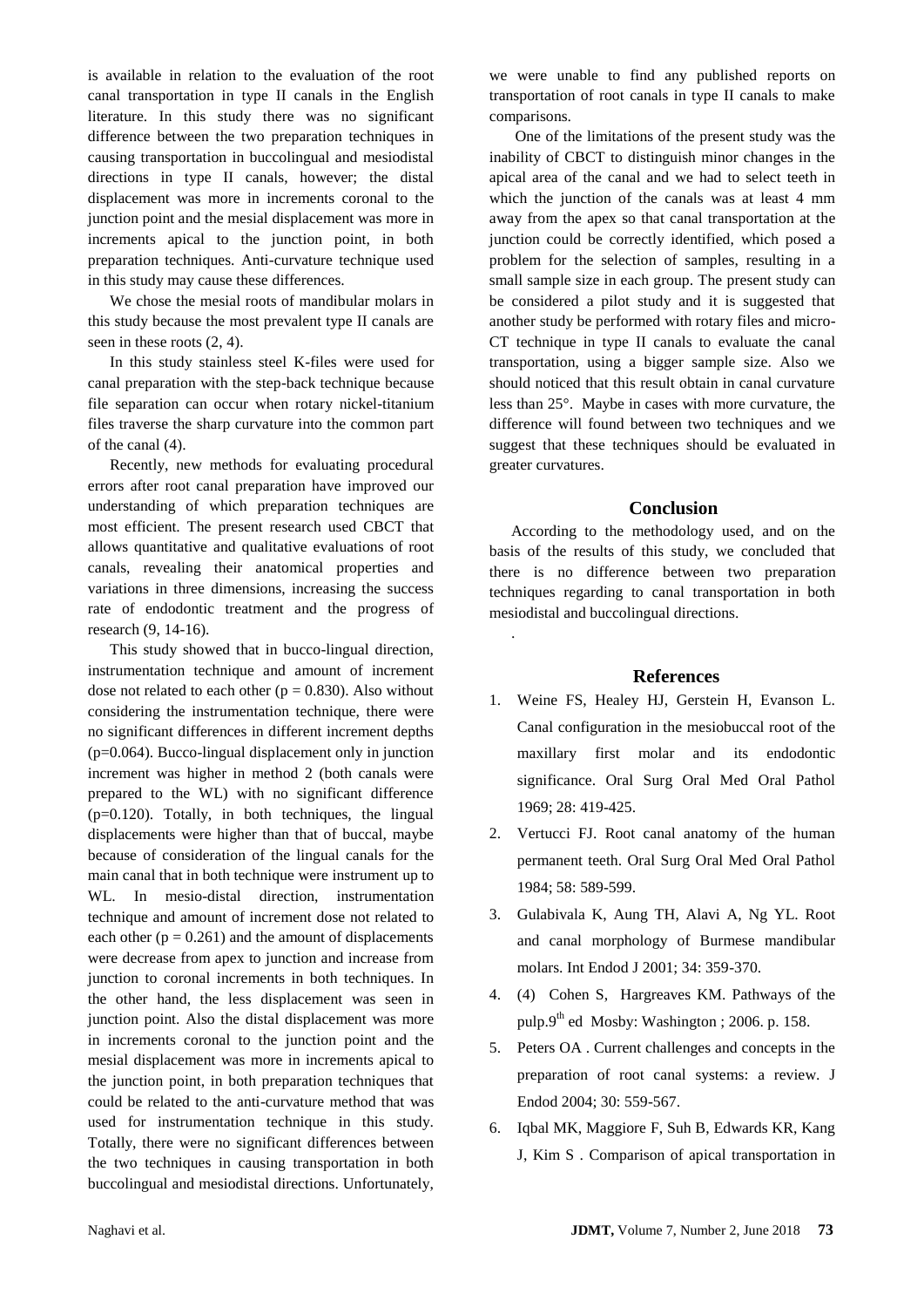is available in relation to the evaluation of the root canal transportation in type II canals in the English literature. In this study there was no significant difference between the two preparation techniques in causing transportation in buccolingual and mesiodistal directions in type II canals, however; the distal displacement was more in increments coronal to the junction point and the mesial displacement was more in increments apical to the junction point, in both preparation techniques. Anti-curvature technique used in this study may cause these differences.

We chose the mesial roots of mandibular molars in this study because the most prevalent type II canals are seen in these roots (2, 4).

In this study stainless steel K-files were used for canal preparation with the step-back technique because file separation can occur when rotary nickel-titanium files traverse the sharp curvature into the common part of the canal (4).

Recently, new methods for evaluating procedural errors after root canal preparation have improved our understanding of which preparation techniques are most efficient. The present research used CBCT that allows quantitative and qualitative evaluations of root canals, revealing their anatomical properties and variations in three dimensions, increasing the success rate of endodontic treatment and the progress of research (9, 14-16).

This study showed that in bucco-lingual direction, instrumentation technique and amount of increment dose not related to each other ($p = 0.830$). Also without considering the instrumentation technique, there were no significant differences in different increment depths ($p=0.064$). Bucco-lingual displacement only in junction increment was higher in method 2 (both canals were prepared to the WL) with no significant difference ($p=0.120$). Totally, in both techniques, the lingual displacements were higher than that of buccal, maybe because of consideration of the lingual canals for the main canal that in both technique were instrument up to WL. In mesio-distal direction, instrumentation technique and amount of increment dose not related to each other ($p = 0.261$) and the amount of displacements were decrease from apex to junction and increase from junction to coronal increments in both techniques. In the other hand, the less displacement was seen in junction point. Also the distal displacement was more in increments coronal to the junction point and the mesial displacement was more in increments apical to the junction point, in both preparation techniques that could be related to the anti-curvature method that was used for instrumentation technique in this study. Totally, there were no significant differences between the two techniques in causing transportation in both buccolingual and mesiodistal directions. Unfortunately, we were unable to find any published reports on transportation of root canals in type II canals to make comparisons.

One of the limitations of the present study was the inability of CBCT to distinguish minor changes in the apical area of the canal and we had to select teeth in which the junction of the canals was at least 4 mm away from the apex so that canal transportation at the junction could be correctly identified, which posed a problem for the selection of samples, resulting in a small sample size in each group. The present study can be considered a pilot study and it is suggested that another study be performed with rotary files and micro-CT technique in type II canals to evaluate the canal transportation, using a bigger sample size. Also we should noticed that this result obtain in canal curvature less than 25°. Maybe in cases with more curvature, the difference will found between two techniques and we suggest that these techniques should be evaluated in greater curvatures.

## Conclusion

According to the methodology used, and on the basis of the results of this study, we concluded that there is no difference between two preparation techniques regarding to canal transportation in both mesiodistal and buccolingual directions.

## References

1. Weine FS, Healey HJ, Gerstein H, Evanson L. Canal configuration in the mesiobuccal root of the maxillary first molar and its endodontic significance. Oral Surg Oral Med Oral Pathol 1969; 28: 419-425.
2. Vertucci FJ. Root canal anatomy of the human permanent teeth. Oral Surg Oral Med Oral Pathol 1984; 58: 589-599.
3. Gulabivala K, Aung TH, Alavi A, Ng YL. Root and canal morphology of Burmese mandibular molars. Int Endod J 2001; 34: 359-370.
4. (4) Cohen S, Hargreaves KM. Pathways of the pulp.9th ed Mosby: Washington ; 2006. p. 158.
5. Peters OA . Current challenges and concepts in the preparation of root canal systems: a review. J Endod 2004; 30: 559-567.
6. Iqbal MK, Maggiore F, Suh B, Edwards KR, Kang J, Kim S . Comparison of apical transportation in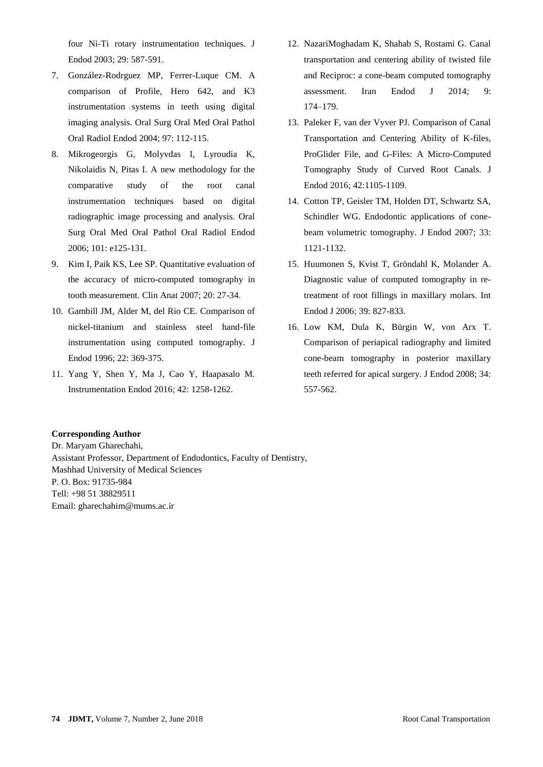four Ni-Ti rotary instrumentation techniques. J Endod 2003; 29: 587-591.

7. González-Rodrguez MP, Ferrer-Luque CM. A comparison of Profile, Hero 642, and K3 instrumentation systems in teeth using digital imaging analysis. Oral Surg Oral Med Oral Pathol Oral Radiol Endod 2004; 97: 112-115.
8. Mikrogeorgis G, Molyvdas I, Lyroudia K, Nikolaidis N, Pitas I. A new methodology for the comparative study of the root canal instrumentation techniques based on digital radiographic image processing and analysis. Oral Surg Oral Med Oral Pathol Oral Radiol Endod 2006; 101: e125-131.
9. Kim I, Paik KS, Lee SP. Quantitative evaluation of the accuracy of micro-computed tomography in tooth measurement. Clin Anat 2007; 20: 27-34.
10. Gambill JM, Alder M, del Rio CE. Comparison of nickel-titanium and stainless steel hand-file instrumentation using computed tomography. J Endod 1996; 22: 369-375.
11. Yang Y, Shen Y, Ma J, Cao Y, Haapasalo M. Instrumentation Endod 2016; 42: 1258-1262.
12. NazariMoghadam K, Shahab S, Rostami G. Canal transportation and centering ability of twisted file and Reciproc: a cone-beam computed tomography assessment. Iran Endod J 2014; 9: 174–179.
13. Paleker F, van der Vyver PJ. Comparison of Canal Transportation and Centering Ability of K-files, ProGlider File, and G-Files: A Micro-Computed Tomography Study of Curved Root Canals. J Endod 2016; 42:1105-1109.
14. Cotton TP, Geisler TM, Holden DT, Schwartz SA, Schindler WG. Endodontic applications of cone-beam volumetric tomography. J Endod 2007; 33: 1121-1132.
15. Huumonen S, Kvist T, Gröndahl K, Molander A. Diagnostic value of computed tomography in re-treatment of root fillings in maxillary molars. Int Endod J 2006; 39: 827-833.
16. Low KM, Dula K, Bürgin W, von Arx T. Comparison of periapical radiography and limited cone-beam tomography in posterior maxillary teeth referred for apical surgery. J Endod 2008; 34: 557-562.

**Corresponding Author**

Dr. Maryam Gharechahi,
Assistant Professor, Department of Endodontics, Faculty of Dentistry,
Mashhad University of Medical Sciences
P. O. Box: 91735-984
Tell: +98 51 38829511
Email: gharechahim@mums.ac.ir